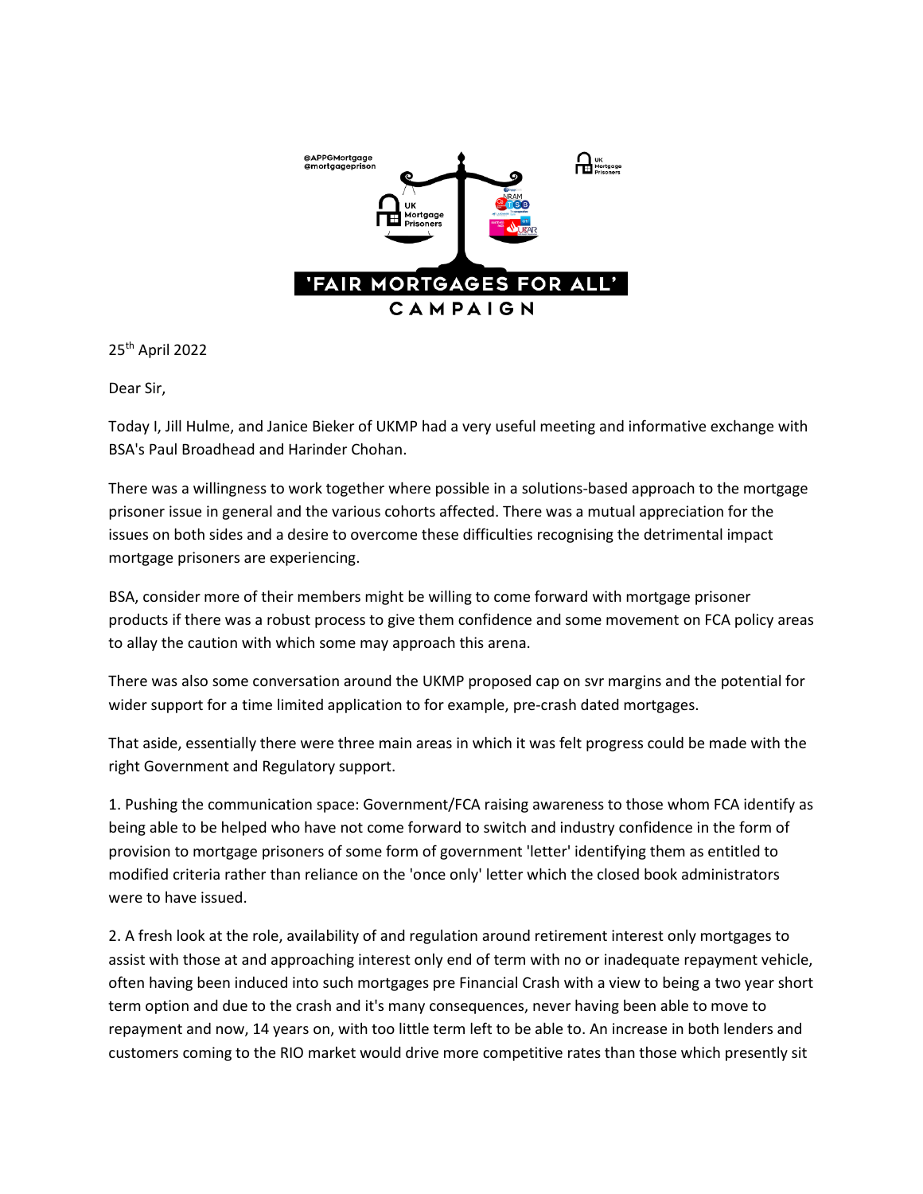@APPGMortgage
@mortgageprison

'FAIR MORTGAGES FOR ALL'
CAMPAIGN

25th April 2022

Dear Sir,

Today I, Jill Hulme, and Janice Bieker of UKMP had a very useful meeting and informative exchange with BSA's Paul Broadhead and Harinder Chohan.

There was a willingness to work together where possible in a solutions-based approach to the mortgage prisoner issue in general and the various cohorts affected. There was a mutual appreciation for the issues on both sides and a desire to overcome these difficulties recognising the detrimental impact mortgage prisoners are experiencing.

BSA, consider more of their members might be willing to come forward with mortgage prisoner products if there was a robust process to give them confidence and some movement on FCA policy areas to allay the caution with which some may approach this arena.

There was also some conversation around the UKMP proposed cap on svr margins and the potential for wider support for a time limited application to for example, pre-crash dated mortgages.

That aside, essentially there were three main areas in which it was felt progress could be made with the right Government and Regulatory support.

1. Pushing the communication space: Government/FCA raising awareness to those whom FCA identify as being able to be helped who have not come forward to switch and industry confidence in the form of provision to mortgage prisoners of some form of government 'letter' identifying them as entitled to modified criteria rather than reliance on the 'once only' letter which the closed book administrators were to have issued.

2. A fresh look at the role, availability of and regulation around retirement interest only mortgages to assist with those at and approaching interest only end of term with no or inadequate repayment vehicle, often having been induced into such mortgages pre Financial Crash with a view to being a two year short term option and due to the crash and it's many consequences, never having been able to move to repayment and now, 14 years on, with too little term left to be able to. An increase in both lenders and customers coming to the RIO market would drive more competitive rates than those which presently sit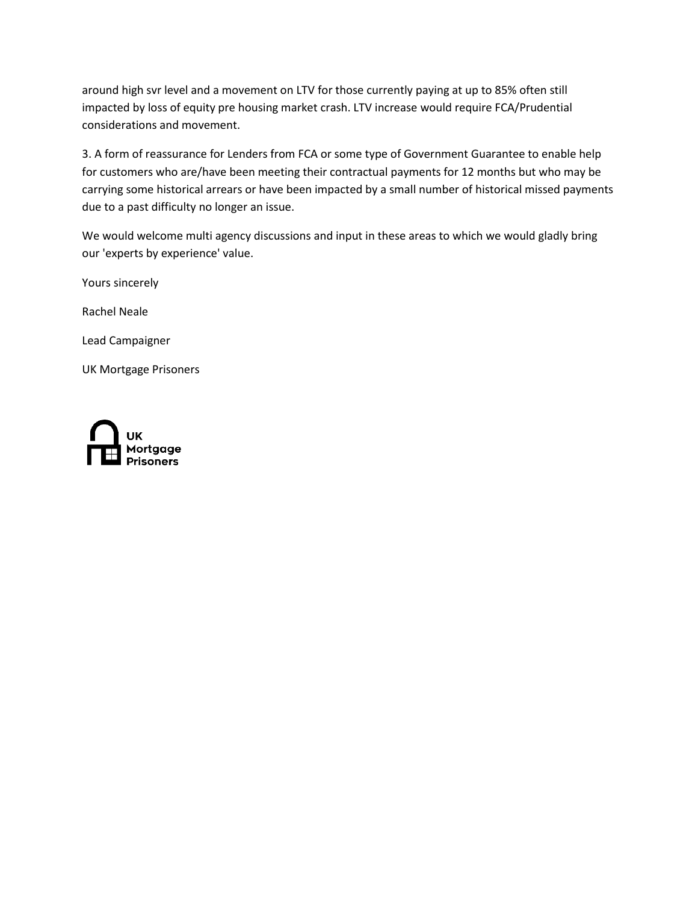around high svr level and a movement on LTV for those currently paying at up to 85% often still impacted by loss of equity pre housing market crash. LTV increase would require FCA/Prudential considerations and movement.

3. A form of reassurance for Lenders from FCA or some type of Government Guarantee to enable help for customers who are/have been meeting their contractual payments for 12 months but who may be carrying some historical arrears or have been impacted by a small number of historical missed payments due to a past difficulty no longer an issue.

We would welcome multi agency discussions and input in these areas to which we would gladly bring our 'experts by experience' value.

Yours sincerely

Rachel Neale

Lead Campaigner

UK Mortgage Prisoners

UK Mortgage Prisoners